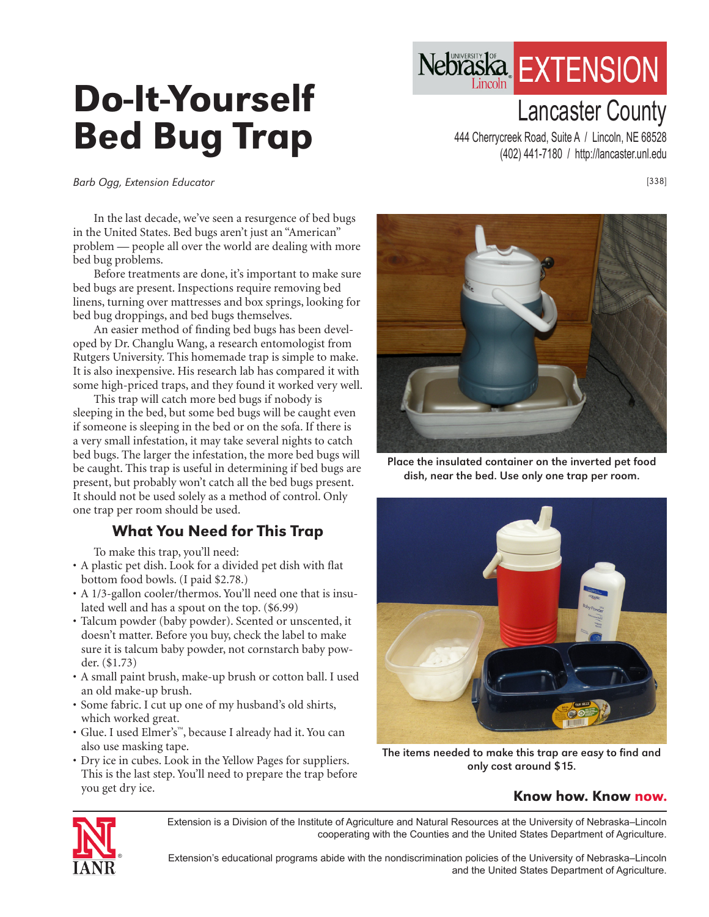# Do-It-Yourself Bed Bug Trap

*Barb Ogg, Extension Educator*

Nebraska Lincoln EXTENSION
Lancaster County
444 Cherrycreek Road, Suite A / Lincoln, NE 68528
(402) 441-7180 / http://lancaster.unl.edu

[338]

In the last decade, we've seen a resurgence of bed bugs in the United States. Bed bugs aren't just an "American" problem — people all over the world are dealing with more bed bug problems.

Before treatments are done, it's important to make sure bed bugs are present. Inspections require removing bed linens, turning over mattresses and box springs, looking for bed bug droppings, and bed bugs themselves.

An easier method of finding bed bugs has been developed by Dr. Changlu Wang, a research entomologist from Rutgers University. This homemade trap is simple to make. It is also inexpensive. His research lab has compared it with some high-priced traps, and they found it worked very well.

This trap will catch more bed bugs if nobody is sleeping in the bed, but some bed bugs will be caught even if someone is sleeping in the bed or on the sofa. If there is a very small infestation, it may take several nights to catch bed bugs. The larger the infestation, the more bed bugs will be caught. This trap is useful in determining if bed bugs are present, but probably won't catch all the bed bugs present. It should not be used solely as a method of control. Only one trap per room should be used.

## What You Need for This Trap

To make this trap, you'll need:

- A plastic pet dish. Look for a divided pet dish with flat bottom food bowls. (I paid $2.78.)
- A 1/3-gallon cooler/thermos. You'll need one that is insulated well and has a spout on the top. ($6.99)
- Talcum powder (baby powder). Scented or unscented, it doesn't matter. Before you buy, check the label to make sure it is talcum baby powder, not cornstarch baby powder. ($1.73)
- A small paint brush, make-up brush or cotton ball. I used an old make-up brush.
- Some fabric. I cut up one of my husband's old shirts, which worked great.
- Glue. I used Elmer's™, because I already had it. You can also use masking tape.
- Dry ice in cubes. Look in the Yellow Pages for suppliers. This is the last step. You'll need to prepare the trap before you get dry ice.

Place the insulated container on the inverted pet food dish, near the bed. Use only one trap per room.

The items needed to make this trap are easy to find and only cost around $15.

**Know how. Know now.**

Extension is a Division of the Institute of Agriculture and Natural Resources at the University of Nebraska–Lincoln cooperating with the Counties and the United States Department of Agriculture.

Extension's educational programs abide with the nondiscrimination policies of the University of Nebraska–Lincoln and the United States Department of Agriculture.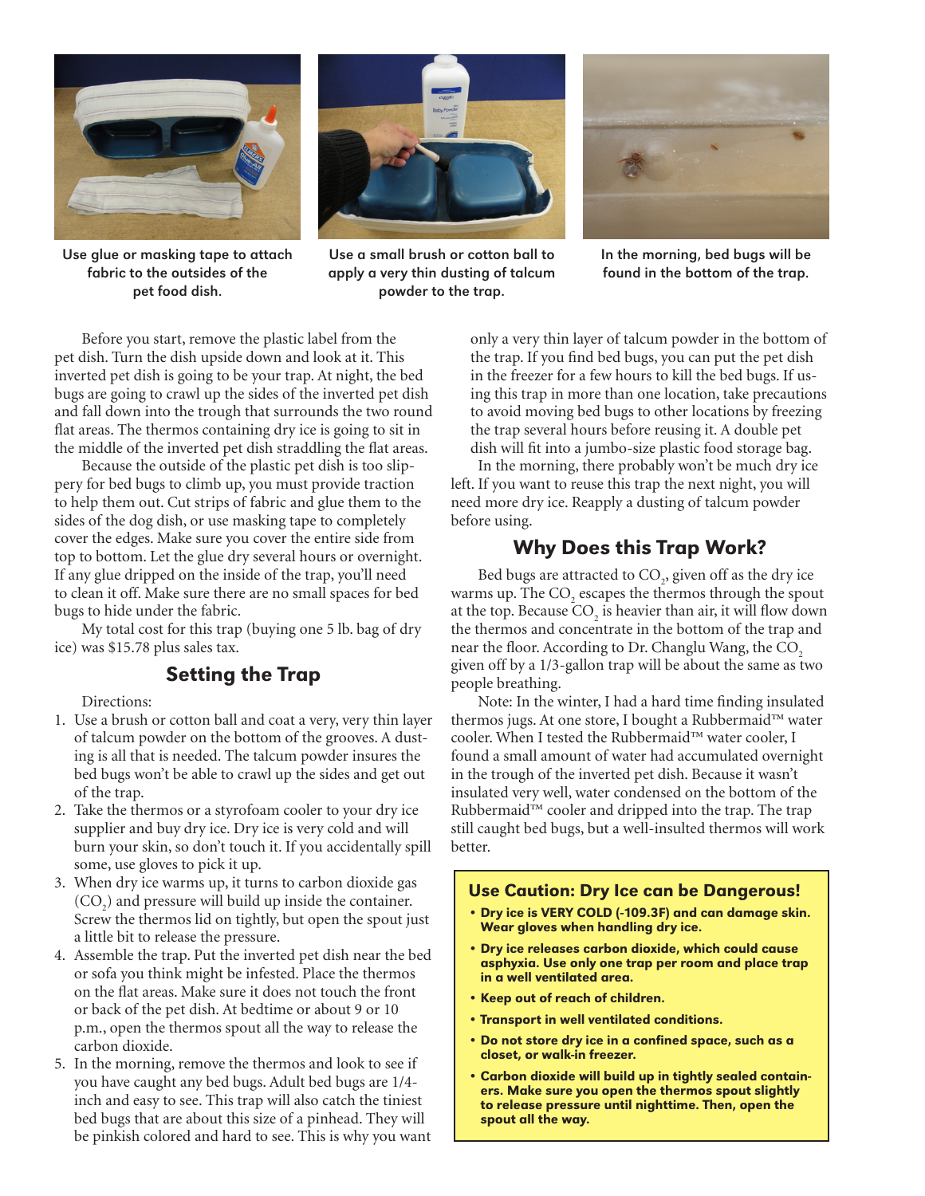Use glue or masking tape to attach fabric to the outsides of the pet food dish.

Use a small brush or cotton ball to apply a very thin dusting of talcum powder to the trap.

In the morning, bed bugs will be found in the bottom of the trap.

Before you start, remove the plastic label from the pet dish. Turn the dish upside down and look at it. This inverted pet dish is going to be your trap. At night, the bed bugs are going to crawl up the sides of the inverted pet dish and fall down into the trough that surrounds the two round flat areas. The thermos containing dry ice is going to sit in the middle of the inverted pet dish straddling the flat areas.

Because the outside of the plastic pet dish is too slippery for bed bugs to climb up, you must provide traction to help them out. Cut strips of fabric and glue them to the sides of the dog dish, or use masking tape to completely cover the edges. Make sure you cover the entire side from top to bottom. Let the glue dry several hours or overnight. If any glue dripped on the inside of the trap, you'll need to clean it off. Make sure there are no small spaces for bed bugs to hide under the fabric.

My total cost for this trap (buying one 5 lb. bag of dry ice) was $15.78 plus sales tax.

## Setting the Trap

Directions:

1. Use a brush or cotton ball and coat a very, very thin layer of talcum powder on the bottom of the grooves. A dusting is all that is needed. The talcum powder insures the bed bugs won't be able to crawl up the sides and get out of the trap.
2. Take the thermos or a styrofoam cooler to your dry ice supplier and buy dry ice. Dry ice is very cold and will burn your skin, so don't touch it. If you accidentally spill some, use gloves to pick it up.
3. When dry ice warms up, it turns to carbon dioxide gas ($CO_2$) and pressure will build up inside the container. Screw the thermos lid on tightly, but open the spout just a little bit to release the pressure.
4. Assemble the trap. Put the inverted pet dish near the bed or sofa you think might be infested. Place the thermos on the flat areas. Make sure it does not touch the front or back of the pet dish. At bedtime or about 9 or 10 p.m., open the thermos spout all the way to release the carbon dioxide.
5. In the morning, remove the thermos and look to see if you have caught any bed bugs. Adult bed bugs are 1/4-inch and easy to see. This trap will also catch the tiniest bed bugs that are about this size of a pinhead. They will be pinkish colored and hard to see. This is why you want only a very thin layer of talcum powder in the bottom of the trap. If you find bed bugs, you can put the pet dish in the freezer for a few hours to kill the bed bugs. If using this trap in more than one location, take precautions to avoid moving bed bugs to other locations by freezing the trap several hours before reusing it. A double pet dish will fit into a jumbo-size plastic food storage bag.

In the morning, there probably won't be much dry ice left. If you want to reuse this trap the next night, you will need more dry ice. Reapply a dusting of talcum powder before using.

## Why Does this Trap Work?

Bed bugs are attracted to $CO_2$, given off as the dry ice warms up. The $CO_2$ escapes the thermos through the spout at the top. Because $CO_2$ is heavier than air, it will flow down the thermos and concentrate in the bottom of the trap and near the floor. According to Dr. Changlu Wang, the $CO_2$ given off by a 1/3-gallon trap will be about the same as two people breathing.

Note: In the winter, I had a hard time finding insulated thermos jugs. At one store, I bought a Rubbermaid™ water cooler. When I tested the Rubbermaid™ water cooler, I found a small amount of water had accumulated overnight in the trough of the inverted pet dish. Because it wasn't insulated very well, water condensed on the bottom of the Rubbermaid™ cooler and dripped into the trap. The trap still caught bed bugs, but a well-insulted thermos will work better.

### Use Caution: Dry Ice can be Dangerous!

- **Dry ice is VERY COLD (-109.3F) and can damage skin. Wear gloves when handling dry ice.**
- **Dry ice releases carbon dioxide, which could cause asphyxia. Use only one trap per room and place trap in a well ventilated area.**
- **Keep out of reach of children.**
- **Transport in well ventilated conditions.**
- **Do not store dry ice in a confined space, such as a closet, or walk-in freezer.**
- **Carbon dioxide will build up in tightly sealed containers. Make sure you open the thermos spout slightly to release pressure until nighttime. Then, open the spout all the way.**